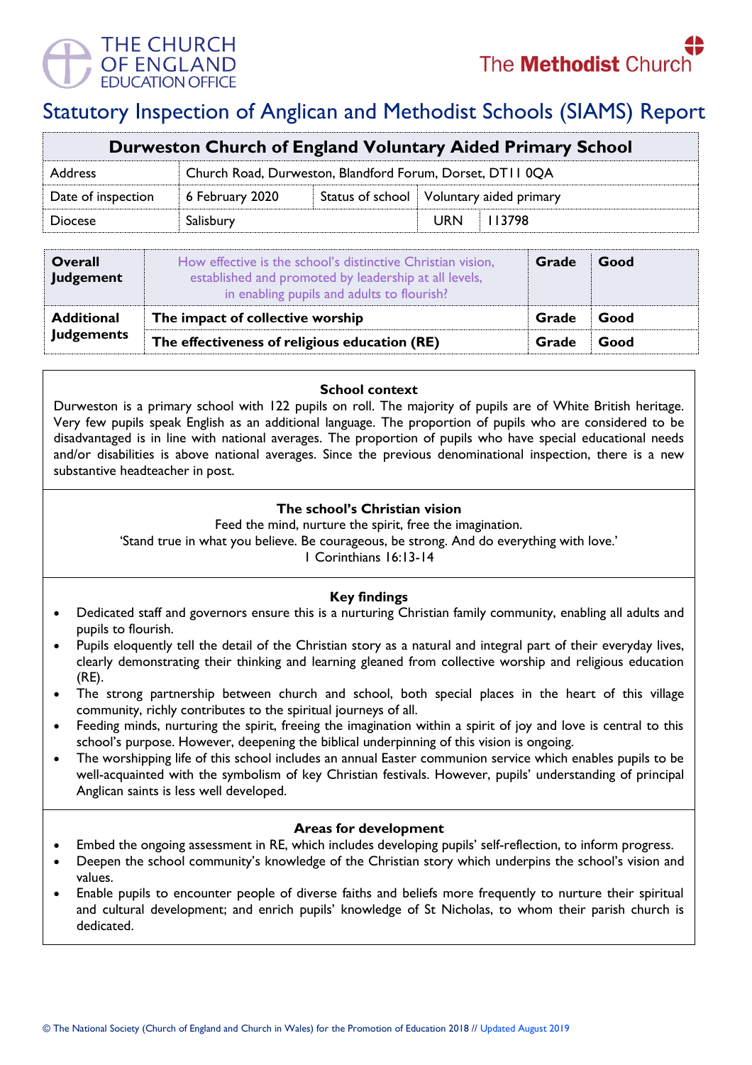THE CHURCH OF ENGLAND EDUCATION OFFICE

The Methodist Church

# Statutory Inspection of Anglican and Methodist Schools (SIAMS) Report

| Durweston Church of England Voluntary Aided Primary School | | | | |
|---|---|---|---|---|
| Address | Church Road, Durweston, Blandford Forum, Dorset, DT11 0QA | | | |
| Date of inspection | 6 February 2020 | Status of school | Voluntary aided primary | |
| Diocese | Salisbury | | URN | 113798 |

| | | | |
|---|---|---|---|
| **Overall Judgement** | How effective is the school's distinctive Christian vision, established and promoted by leadership at all levels, in enabling pupils and adults to flourish? | **Grade** | **Good** |
| **Additional Judgements** | **The impact of collective worship** | **Grade** | **Good** |
| | **The effectiveness of religious education (RE)** | **Grade** | **Good** |

### School context

Durweston is a primary school with 122 pupils on roll. The majority of pupils are of White British heritage. Very few pupils speak English as an additional language. The proportion of pupils who are considered to be disadvantaged is in line with national averages. The proportion of pupils who have special educational needs and/or disabilities is above national averages. Since the previous denominational inspection, there is a new substantive headteacher in post.

### The school's Christian vision

Feed the mind, nurture the spirit, free the imagination.
'Stand true in what you believe. Be courageous, be strong. And do everything with love.'
1 Corinthians 16:13-14

### Key findings

- Dedicated staff and governors ensure this is a nurturing Christian family community, enabling all adults and pupils to flourish.
- Pupils eloquently tell the detail of the Christian story as a natural and integral part of their everyday lives, clearly demonstrating their thinking and learning gleaned from collective worship and religious education (RE).
- The strong partnership between church and school, both special places in the heart of this village community, richly contributes to the spiritual journeys of all.
- Feeding minds, nurturing the spirit, freeing the imagination within a spirit of joy and love is central to this school's purpose. However, deepening the biblical underpinning of this vision is ongoing.
- The worshipping life of this school includes an annual Easter communion service which enables pupils to be well-acquainted with the symbolism of key Christian festivals. However, pupils' understanding of principal Anglican saints is less well developed.

### Areas for development

- Embed the ongoing assessment in RE, which includes developing pupils' self-reflection, to inform progress.
- Deepen the school community's knowledge of the Christian story which underpins the school's vision and values.
- Enable pupils to encounter people of diverse faiths and beliefs more frequently to nurture their spiritual and cultural development; and enrich pupils' knowledge of St Nicholas, to whom their parish church is dedicated.

© The National Society (Church of England and Church in Wales) for the Promotion of Education 2018 // Updated August 2019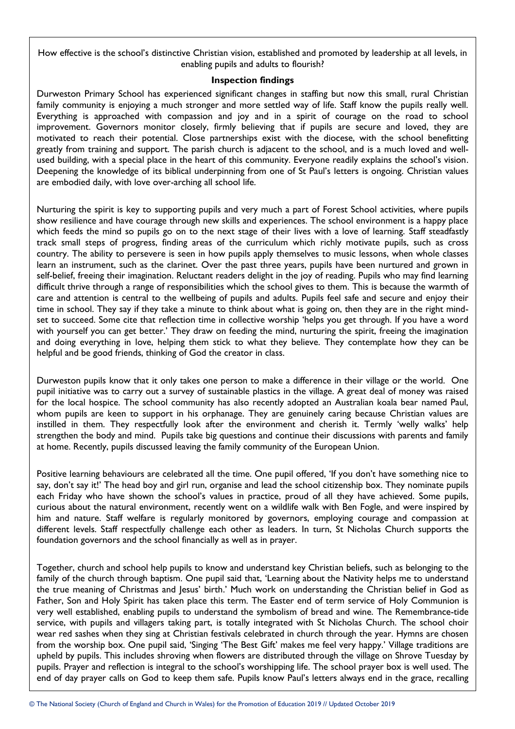How effective is the school's distinctive Christian vision, established and promoted by leadership at all levels, in enabling pupils and adults to flourish?

**Inspection findings**

Durweston Primary School has experienced significant changes in staffing but now this small, rural Christian family community is enjoying a much stronger and more settled way of life. Staff know the pupils really well. Everything is approached with compassion and joy and in a spirit of courage on the road to school improvement. Governors monitor closely, firmly believing that if pupils are secure and loved, they are motivated to reach their potential. Close partnerships exist with the diocese, with the school benefitting greatly from training and support. The parish church is adjacent to the school, and is a much loved and well-used building, with a special place in the heart of this community. Everyone readily explains the school's vision. Deepening the knowledge of its biblical underpinning from one of St Paul's letters is ongoing. Christian values are embodied daily, with love over-arching all school life.

Nurturing the spirit is key to supporting pupils and very much a part of Forest School activities, where pupils show resilience and have courage through new skills and experiences. The school environment is a happy place which feeds the mind so pupils go on to the next stage of their lives with a love of learning. Staff steadfastly track small steps of progress, finding areas of the curriculum which richly motivate pupils, such as cross country. The ability to persevere is seen in how pupils apply themselves to music lessons, when whole classes learn an instrument, such as the clarinet. Over the past three years, pupils have been nurtured and grown in self-belief, freeing their imagination. Reluctant readers delight in the joy of reading. Pupils who may find learning difficult thrive through a range of responsibilities which the school gives to them. This is because the warmth of care and attention is central to the wellbeing of pupils and adults. Pupils feel safe and secure and enjoy their time in school. They say if they take a minute to think about what is going on, then they are in the right mind-set to succeed. Some cite that reflection time in collective worship 'helps you get through. If you have a word with yourself you can get better.' They draw on feeding the mind, nurturing the spirit, freeing the imagination and doing everything in love, helping them stick to what they believe. They contemplate how they can be helpful and be good friends, thinking of God the creator in class.

Durweston pupils know that it only takes one person to make a difference in their village or the world. One pupil initiative was to carry out a survey of sustainable plastics in the village. A great deal of money was raised for the local hospice. The school community has also recently adopted an Australian koala bear named Paul, whom pupils are keen to support in his orphanage. They are genuinely caring because Christian values are instilled in them. They respectfully look after the environment and cherish it. Termly 'welly walks' help strengthen the body and mind. Pupils take big questions and continue their discussions with parents and family at home. Recently, pupils discussed leaving the family community of the European Union.

Positive learning behaviours are celebrated all the time. One pupil offered, 'If you don't have something nice to say, don't say it!' The head boy and girl run, organise and lead the school citizenship box. They nominate pupils each Friday who have shown the school's values in practice, proud of all they have achieved. Some pupils, curious about the natural environment, recently went on a wildlife walk with Ben Fogle, and were inspired by him and nature. Staff welfare is regularly monitored by governors, employing courage and compassion at different levels. Staff respectfully challenge each other as leaders. In turn, St Nicholas Church supports the foundation governors and the school financially as well as in prayer.

Together, church and school help pupils to know and understand key Christian beliefs, such as belonging to the family of the church through baptism. One pupil said that, 'Learning about the Nativity helps me to understand the true meaning of Christmas and Jesus' birth.' Much work on understanding the Christian belief in God as Father, Son and Holy Spirit has taken place this term. The Easter end of term service of Holy Communion is very well established, enabling pupils to understand the symbolism of bread and wine. The Remembrance-tide service, with pupils and villagers taking part, is totally integrated with St Nicholas Church. The school choir wear red sashes when they sing at Christian festivals celebrated in church through the year. Hymns are chosen from the worship box. One pupil said, 'Singing 'The Best Gift' makes me feel very happy.' Village traditions are upheld by pupils. This includes shroving when flowers are distributed through the village on Shrove Tuesday by pupils. Prayer and reflection is integral to the school's worshipping life. The school prayer box is well used. The end of day prayer calls on God to keep them safe. Pupils know Paul's letters always end in the grace, recalling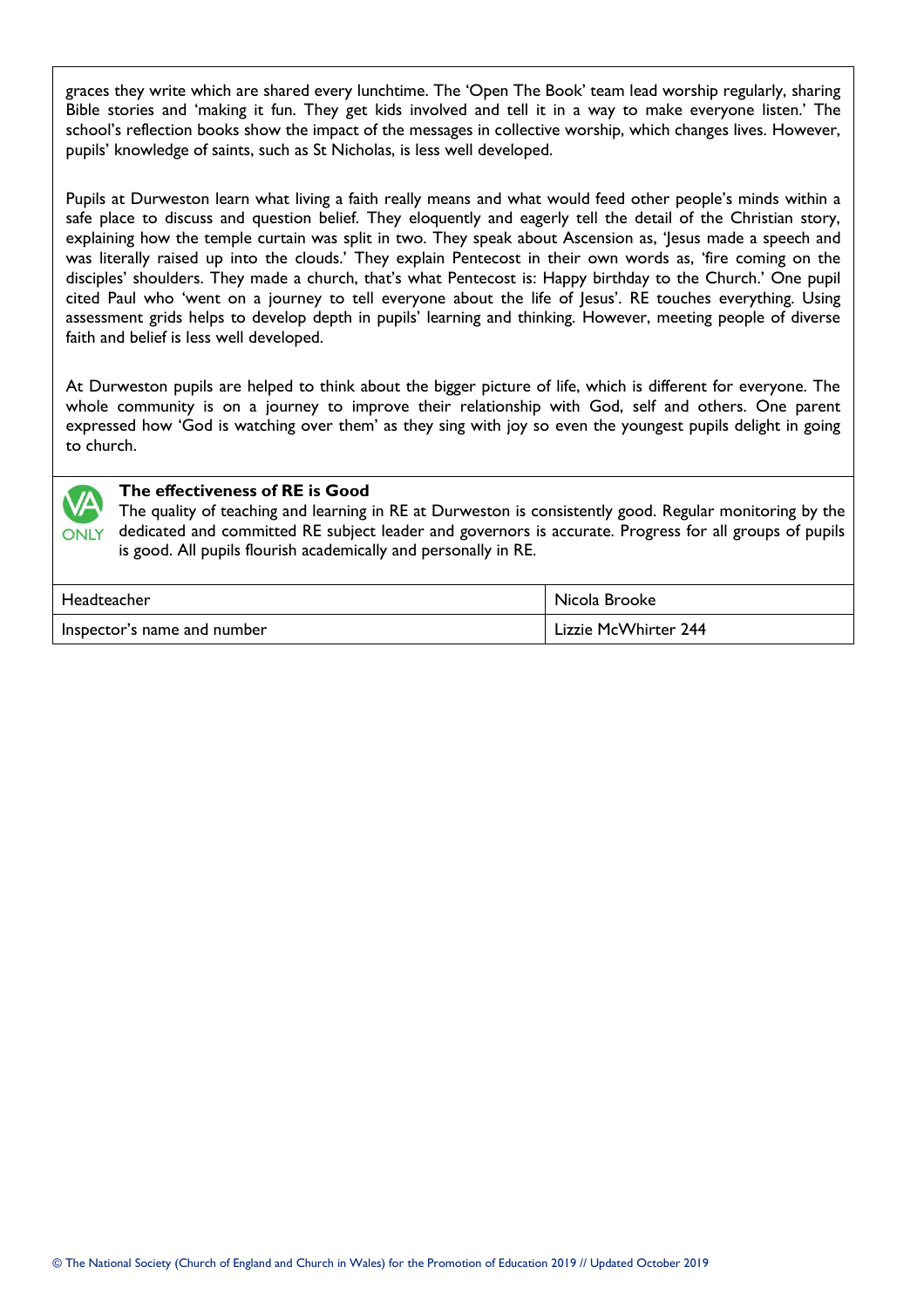graces they write which are shared every lunchtime. The 'Open The Book' team lead worship regularly, sharing Bible stories and 'making it fun. They get kids involved and tell it in a way to make everyone listen.' The school's reflection books show the impact of the messages in collective worship, which changes lives. However, pupils' knowledge of saints, such as St Nicholas, is less well developed.

Pupils at Durweston learn what living a faith really means and what would feed other people's minds within a safe place to discuss and question belief. They eloquently and eagerly tell the detail of the Christian story, explaining how the temple curtain was split in two. They speak about Ascension as, 'Jesus made a speech and was literally raised up into the clouds.' They explain Pentecost in their own words as, 'fire coming on the disciples' shoulders. They made a church, that's what Pentecost is: Happy birthday to the Church.' One pupil cited Paul who 'went on a journey to tell everyone about the life of Jesus'. RE touches everything. Using assessment grids helps to develop depth in pupils' learning and thinking. However, meeting people of diverse faith and belief is less well developed.

At Durweston pupils are helped to think about the bigger picture of life, which is different for everyone. The whole community is on a journey to improve their relationship with God, self and others. One parent expressed how 'God is watching over them' as they sing with joy so even the youngest pupils delight in going to church.

VA ONLY

**The effectiveness of RE is Good**

The quality of teaching and learning in RE at Durweston is consistently good. Regular monitoring by the dedicated and committed RE subject leader and governors is accurate. Progress for all groups of pupils is good. All pupils flourish academically and personally in RE.

| | |
|---|---|
| Headteacher | Nicola Brooke |
| Inspector's name and number | Lizzie McWhirter 244 |

© The National Society (Church of England and Church in Wales) for the Promotion of Education 2019 // Updated October 2019